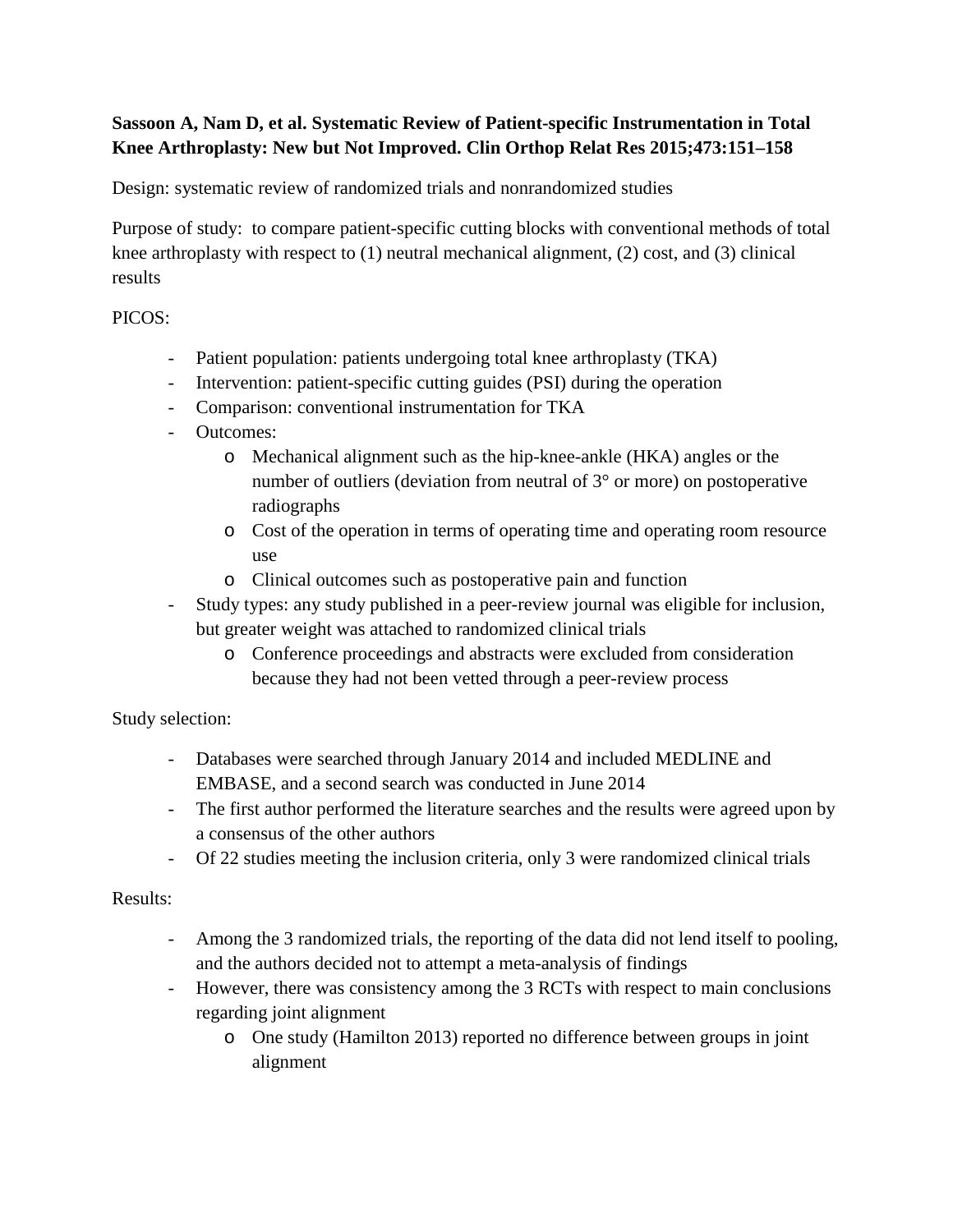**Sassoon A, Nam D, et al. Systematic Review of Patient-specific Instrumentation in Total Knee Arthroplasty: New but Not Improved. Clin Orthop Relat Res 2015;473:151–158**

Design: systematic review of randomized trials and nonrandomized studies

Purpose of study: to compare patient-specific cutting blocks with conventional methods of total knee arthroplasty with respect to (1) neutral mechanical alignment, (2) cost, and (3) clinical results

PICOS:

- Patient population: patients undergoing total knee arthroplasty (TKA)
- Intervention: patient-specific cutting guides (PSI) during the operation
- Comparison: conventional instrumentation for TKA
- Outcomes:
  - Mechanical alignment such as the hip-knee-ankle (HKA) angles or the number of outliers (deviation from neutral of 3° or more) on postoperative radiographs
  - Cost of the operation in terms of operating time and operating room resource use
  - Clinical outcomes such as postoperative pain and function
- Study types: any study published in a peer-review journal was eligible for inclusion, but greater weight was attached to randomized clinical trials
  - Conference proceedings and abstracts were excluded from consideration because they had not been vetted through a peer-review process

Study selection:

- Databases were searched through January 2014 and included MEDLINE and EMBASE, and a second search was conducted in June 2014
- The first author performed the literature searches and the results were agreed upon by a consensus of the other authors
- Of 22 studies meeting the inclusion criteria, only 3 were randomized clinical trials

Results:

- Among the 3 randomized trials, the reporting of the data did not lend itself to pooling, and the authors decided not to attempt a meta-analysis of findings
- However, there was consistency among the 3 RCTs with respect to main conclusions regarding joint alignment
  - One study (Hamilton 2013) reported no difference between groups in joint alignment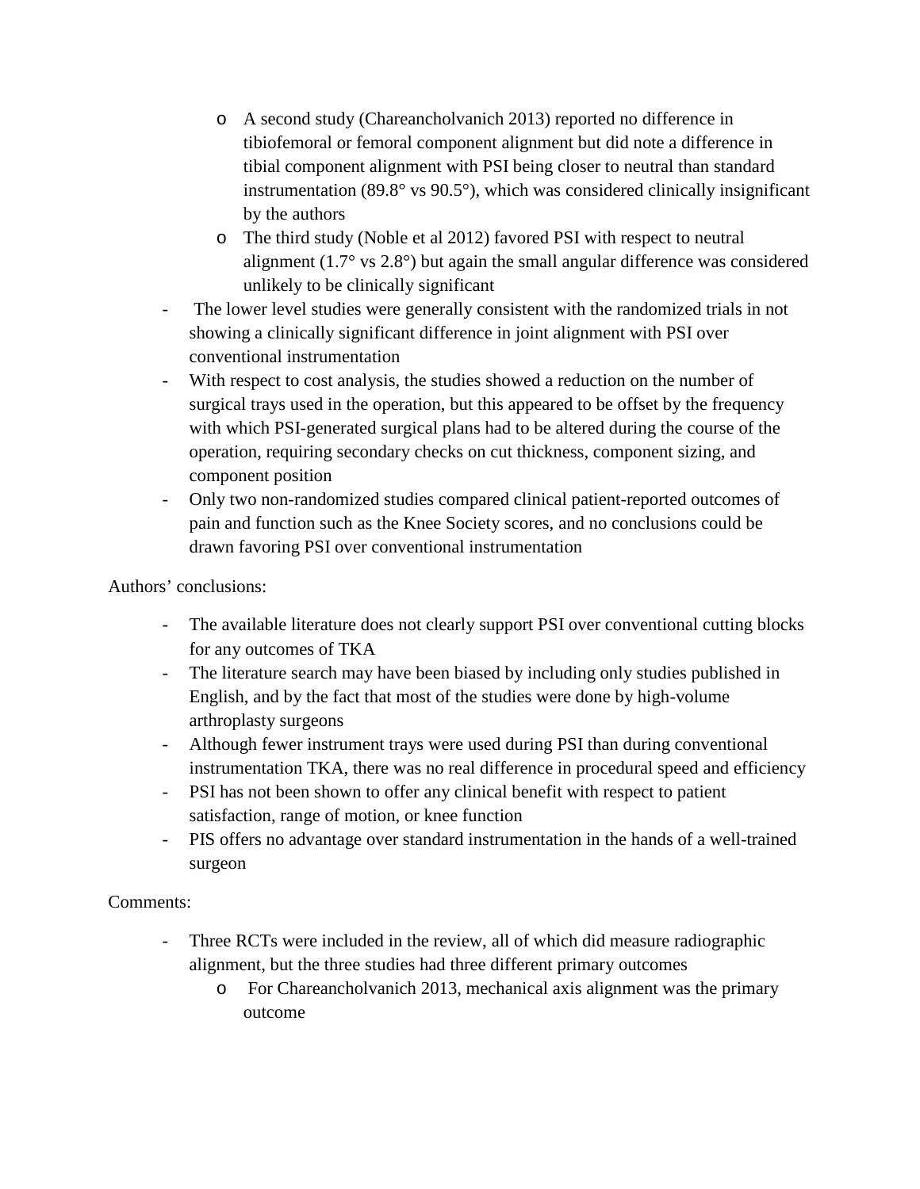- A second study (Chareancholvanich 2013) reported no difference in tibiofemoral or femoral component alignment but did note a difference in tibial component alignment with PSI being closer to neutral than standard instrumentation (89.8° vs 90.5°), which was considered clinically insignificant by the authors
  - The third study (Noble et al 2012) favored PSI with respect to neutral alignment (1.7° vs 2.8°) but again the small angular difference was considered unlikely to be clinically significant
- The lower level studies were generally consistent with the randomized trials in not showing a clinically significant difference in joint alignment with PSI over conventional instrumentation
- With respect to cost analysis, the studies showed a reduction on the number of surgical trays used in the operation, but this appeared to be offset by the frequency with which PSI-generated surgical plans had to be altered during the course of the operation, requiring secondary checks on cut thickness, component sizing, and component position
- Only two non-randomized studies compared clinical patient-reported outcomes of pain and function such as the Knee Society scores, and no conclusions could be drawn favoring PSI over conventional instrumentation

Authors' conclusions:

- The available literature does not clearly support PSI over conventional cutting blocks for any outcomes of TKA
- The literature search may have been biased by including only studies published in English, and by the fact that most of the studies were done by high-volume arthroplasty surgeons
- Although fewer instrument trays were used during PSI than during conventional instrumentation TKA, there was no real difference in procedural speed and efficiency
- PSI has not been shown to offer any clinical benefit with respect to patient satisfaction, range of motion, or knee function
- PIS offers no advantage over standard instrumentation in the hands of a well-trained surgeon

Comments:

- Three RCTs were included in the review, all of which did measure radiographic alignment, but the three studies had three different primary outcomes
  - For Chareancholvanich 2013, mechanical axis alignment was the primary outcome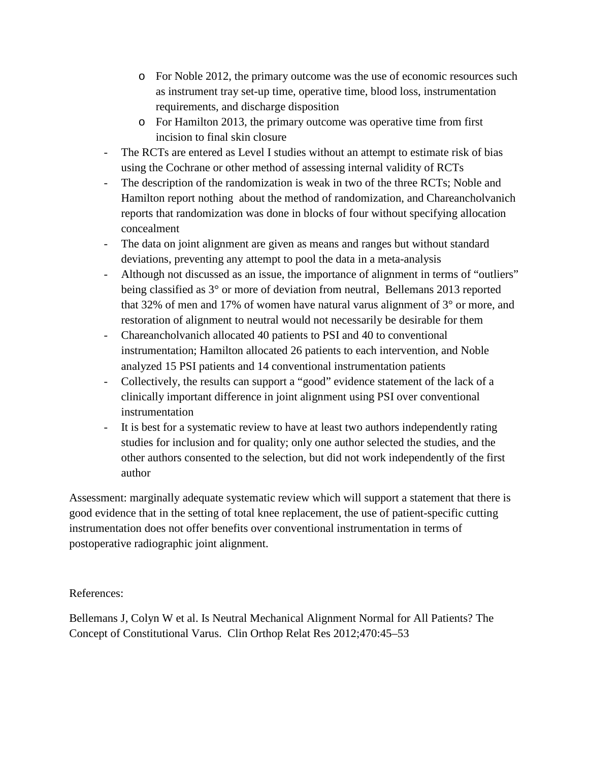- For Noble 2012, the primary outcome was the use of economic resources such as instrument tray set-up time, operative time, blood loss, instrumentation requirements, and discharge disposition
  - For Hamilton 2013, the primary outcome was operative time from first incision to final skin closure
- The RCTs are entered as Level I studies without an attempt to estimate risk of bias using the Cochrane or other method of assessing internal validity of RCTs
- The description of the randomization is weak in two of the three RCTs; Noble and Hamilton report nothing about the method of randomization, and Chareancholvanich reports that randomization was done in blocks of four without specifying allocation concealment
- The data on joint alignment are given as means and ranges but without standard deviations, preventing any attempt to pool the data in a meta-analysis
- Although not discussed as an issue, the importance of alignment in terms of "outliers" being classified as 3° or more of deviation from neutral, Bellemans 2013 reported that 32% of men and 17% of women have natural varus alignment of 3° or more, and restoration of alignment to neutral would not necessarily be desirable for them
- Chareancholvanich allocated 40 patients to PSI and 40 to conventional instrumentation; Hamilton allocated 26 patients to each intervention, and Noble analyzed 15 PSI patients and 14 conventional instrumentation patients
- Collectively, the results can support a "good" evidence statement of the lack of a clinically important difference in joint alignment using PSI over conventional instrumentation
- It is best for a systematic review to have at least two authors independently rating studies for inclusion and for quality; only one author selected the studies, and the other authors consented to the selection, but did not work independently of the first author

Assessment: marginally adequate systematic review which will support a statement that there is good evidence that in the setting of total knee replacement, the use of patient-specific cutting instrumentation does not offer benefits over conventional instrumentation in terms of postoperative radiographic joint alignment.

References:

Bellemans J, Colyn W et al. Is Neutral Mechanical Alignment Normal for All Patients? The Concept of Constitutional Varus. Clin Orthop Relat Res 2012;470:45–53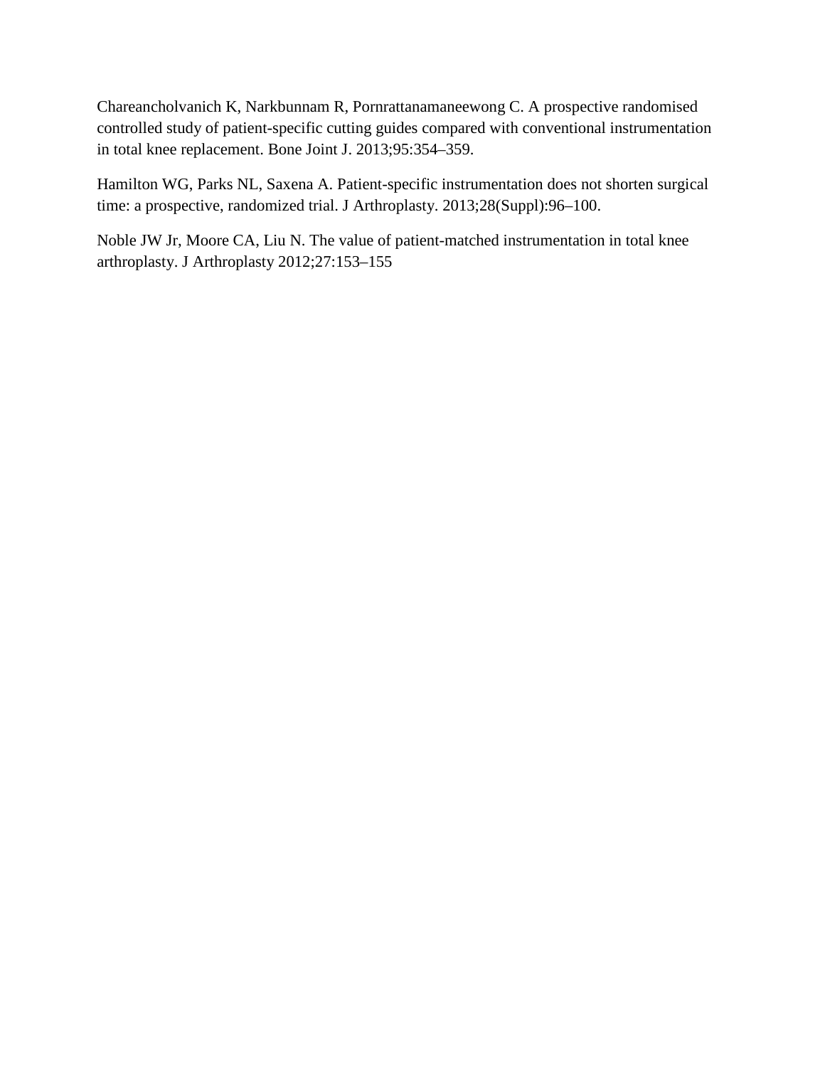Chareancholvanich K, Narkbunnam R, Pornrattanamaneewong C. A prospective randomised controlled study of patient-specific cutting guides compared with conventional instrumentation in total knee replacement. Bone Joint J. 2013;95:354–359.

Hamilton WG, Parks NL, Saxena A. Patient-specific instrumentation does not shorten surgical time: a prospective, randomized trial. J Arthroplasty. 2013;28(Suppl):96–100.

Noble JW Jr, Moore CA, Liu N. The value of patient-matched instrumentation in total knee arthroplasty. J Arthroplasty 2012;27:153–155